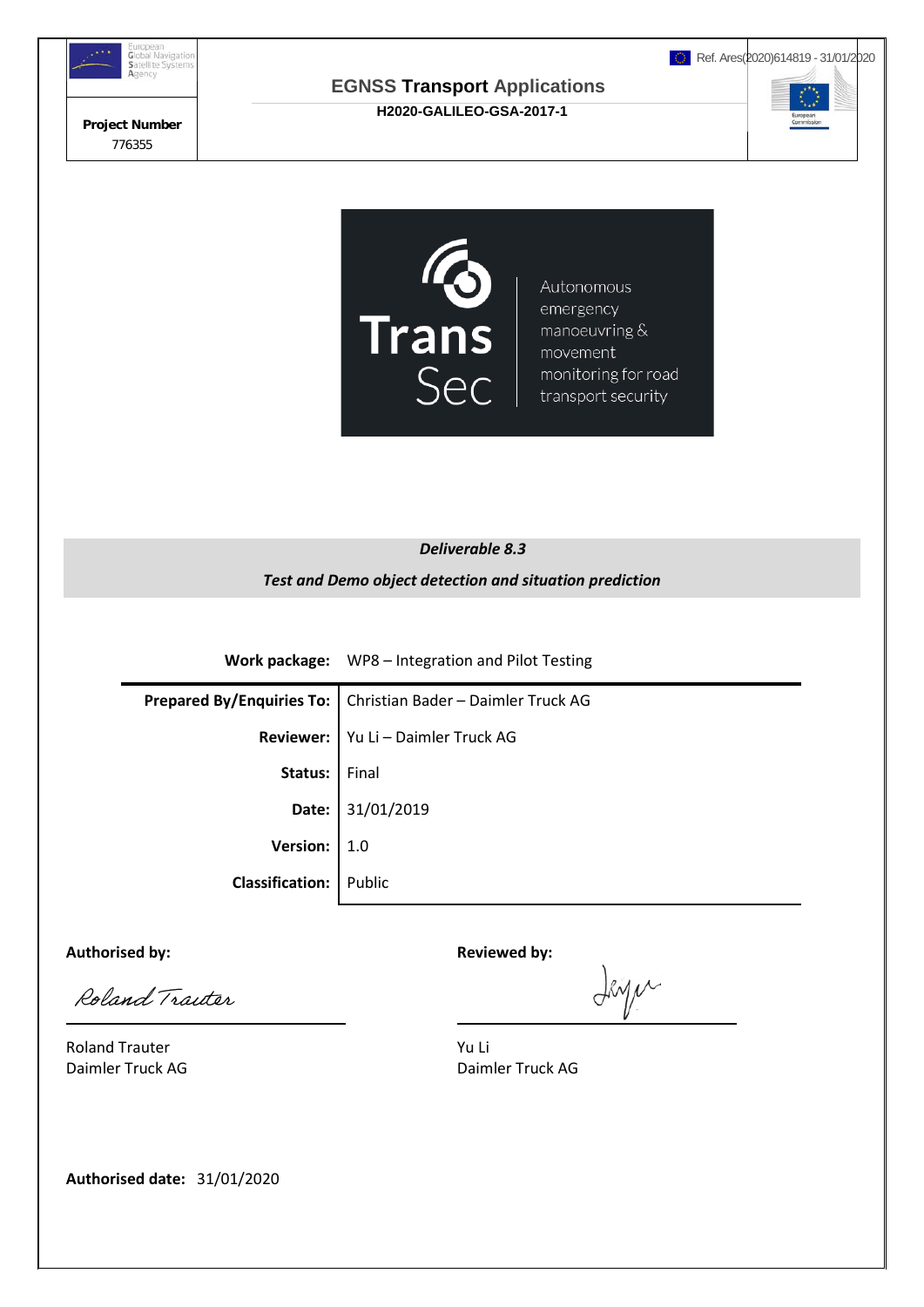European Global Navigation Satellite Systems Agency

Ref. Ares(2020)614819 - 31/01/2020

**EGNSS Transport Applications**

**H2020-GALILEO-GSA-2017-1**

**Project Number**
776355

Trans Sec

Autonomous emergency manoeuvring & movement monitoring for road transport security

***Deliverable 8.3***

***Test and Demo object detection and situation prediction***

| | |
|---|---|
| **Work package:** | WP8 – Integration and Pilot Testing |
| **Prepared By/Enquiries To:** | Christian Bader – Daimler Truck AG |
| **Reviewer:** | Yu Li – Daimler Truck AG |
| **Status:** | Final |
| **Date:** | 31/01/2019 |
| **Version:** | 1.0 |
| **Classification:** | Public |

**Authorised by:**

Roland Trauter
Daimler Truck AG

**Reviewed by:**

Yu Li
Daimler Truck AG

**Authorised date:** 31/01/2020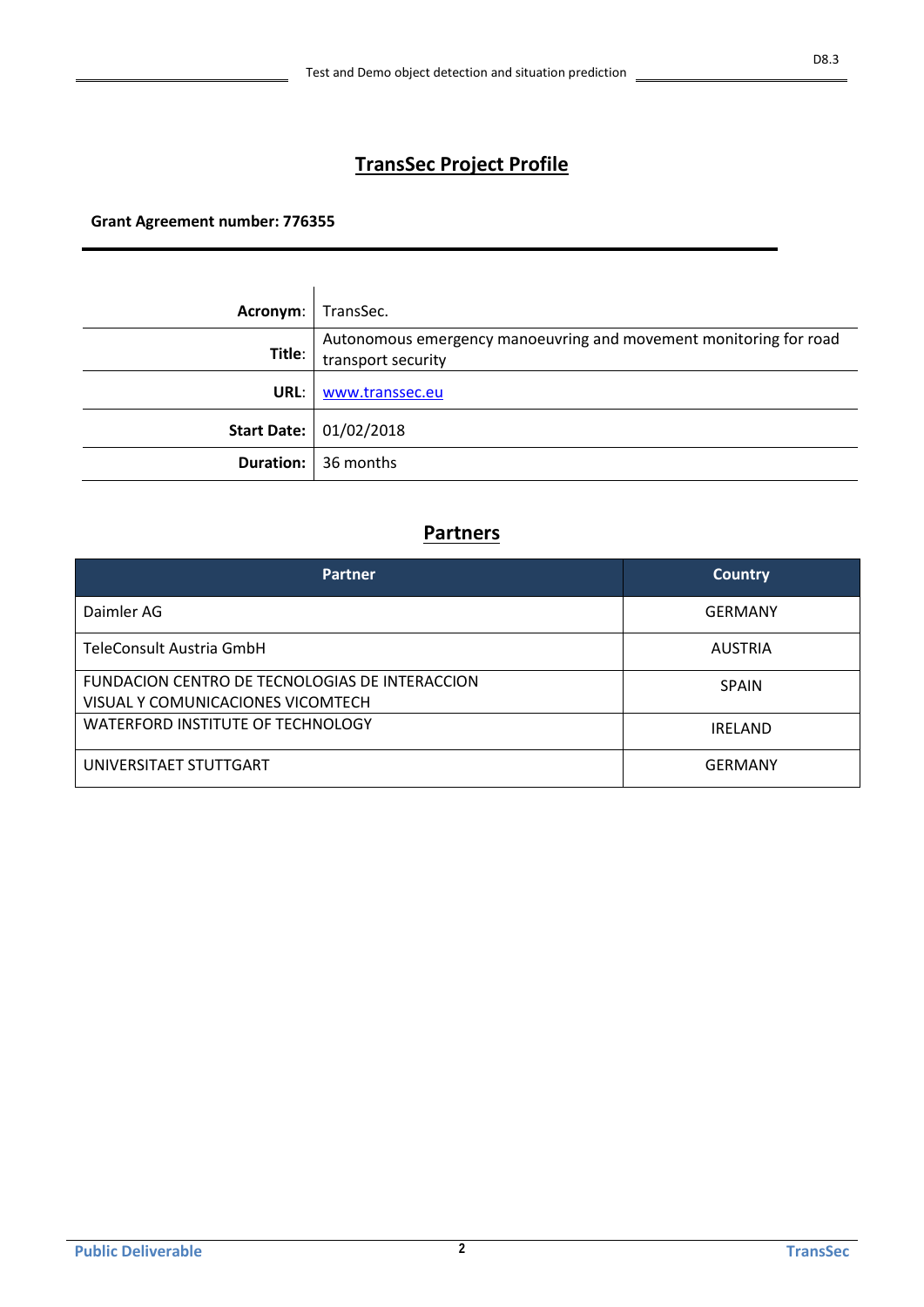# TransSec Project Profile

**Grant Agreement number: 776355**

| | |
|---:|---|
| **Acronym**: | TransSec. |
| **Title**: | Autonomous emergency manoeuvring and movement monitoring for road transport security |
| **URL**: | www.transsec.eu |
| **Start Date:** | 01/02/2018 |
| **Duration:** | 36 months |

## Partners

| Partner | Country |
|---|---|
| Daimler AG | GERMANY |
| TeleConsult Austria GmbH | AUSTRIA |
| FUNDACION CENTRO DE TECNOLOGIAS DE INTERACCION VISUAL Y COMUNICACIONES VICOMTECH | SPAIN |
| WATERFORD INSTITUTE OF TECHNOLOGY | IRELAND |
| UNIVERSITAET STUTTGART | GERMANY |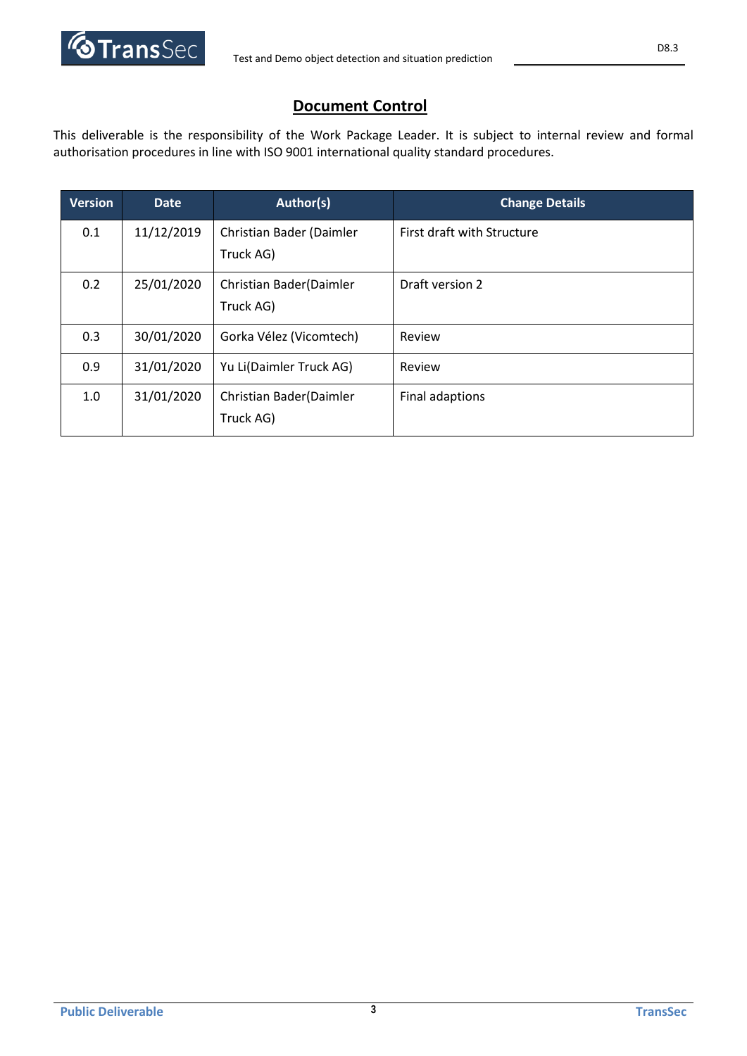## Document Control

This deliverable is the responsibility of the Work Package Leader. It is subject to internal review and formal authorisation procedures in line with ISO 9001 international quality standard procedures.

| Version | Date | Author(s) | Change Details |
|---|---|---|---|
| 0.1 | 11/12/2019 | Christian Bader (Daimler Truck AG) | First draft with Structure |
| 0.2 | 25/01/2020 | Christian Bader(Daimler Truck AG) | Draft version 2 |
| 0.3 | 30/01/2020 | Gorka Vélez (Vicomtech) | Review |
| 0.9 | 31/01/2020 | Yu Li(Daimler Truck AG) | Review |
| 1.0 | 31/01/2020 | Christian Bader(Daimler Truck AG) | Final adaptions |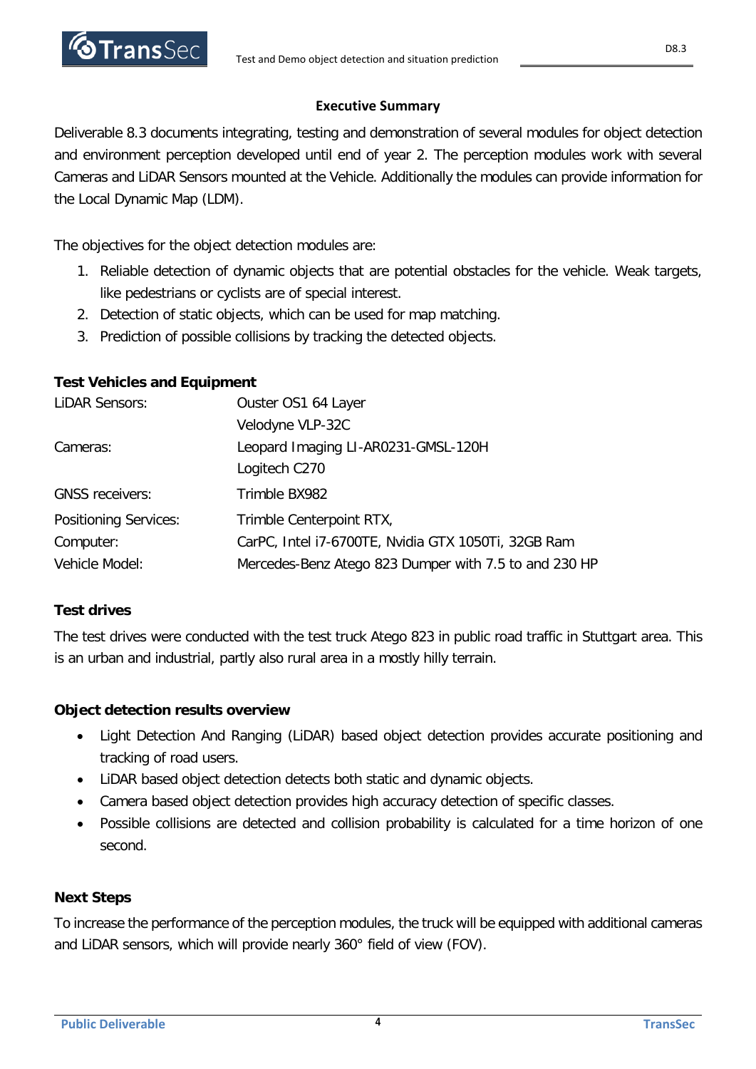## Executive Summary

Deliverable 8.3 documents integrating, testing and demonstration of several modules for object detection and environment perception developed until end of year 2. The perception modules work with several Cameras and LiDAR Sensors mounted at the Vehicle. Additionally the modules can provide information for the Local Dynamic Map (LDM).

The objectives for the object detection modules are:

1. Reliable detection of dynamic objects that are potential obstacles for the vehicle. Weak targets, like pedestrians or cyclists are of special interest.
2. Detection of static objects, which can be used for map matching.
3. Prediction of possible collisions by tracking the detected objects.

**Test Vehicles and Equipment**

| | |
|---|---|
| LiDAR Sensors: | Ouster OS1 64 Layer |
| | Velodyne VLP-32C |
| Cameras: | Leopard Imaging LI-AR0231-GMSL-120H |
| | Logitech C270 |
| GNSS receivers: | Trimble BX982 |
| Positioning Services: | Trimble Centerpoint RTX, |
| Computer: | CarPC, Intel i7-6700TE, Nvidia GTX 1050Ti, 32GB Ram |
| Vehicle Model: | Mercedes-Benz Atego 823 Dumper with 7.5 to and 230 HP |

**Test drives**

The test drives were conducted with the test truck Atego 823 in public road traffic in Stuttgart area. This is an urban and industrial, partly also rural area in a mostly hilly terrain.

**Object detection results overview**

- Light Detection And Ranging (LiDAR) based object detection provides accurate positioning and tracking of road users.
- LiDAR based object detection detects both static and dynamic objects.
- Camera based object detection provides high accuracy detection of specific classes.
- Possible collisions are detected and collision probability is calculated for a time horizon of one second.

**Next Steps**

To increase the performance of the perception modules, the truck will be equipped with additional cameras and LiDAR sensors, which will provide nearly 360° field of view (FOV).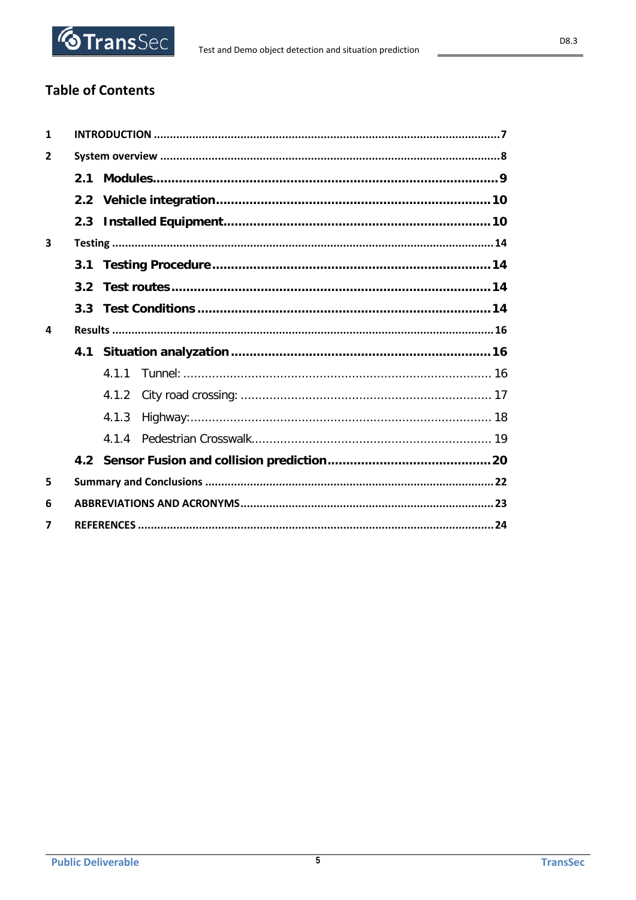## Table of Contents

1 INTRODUCTION ........................................................................................................ 7

2 System overview ..................................................................................................... 8

  2.1 Modules..................................................................................................... 9

  2.2 Vehicle integration ................................................................................... 10

  2.3 Installed Equipment .................................................................................. 10

3 Testing ................................................................................................................... 14

  3.1 Testing Procedure ..................................................................................... 14

  3.2 Test routes ................................................................................................ 14

  3.3 Test Conditions ......................................................................................... 14

4 Results ................................................................................................................... 16

  4.1 Situation analyzation ................................................................................. 16

    4.1.1 Tunnel: .............................................................................................. 16

    4.1.2 City road crossing: ............................................................................ 17

    4.1.3 Highway: ........................................................................................... 18

    4.1.4 Pedestrian Crosswalk ........................................................................ 19

  4.2 Sensor Fusion and collision prediction ..................................................... 20

5 Summary and Conclusions ..................................................................................... 22

6 ABBREVIATIONS AND ACRONYMS ........................................................................ 23

7 REFERENCES .......................................................................................................... 24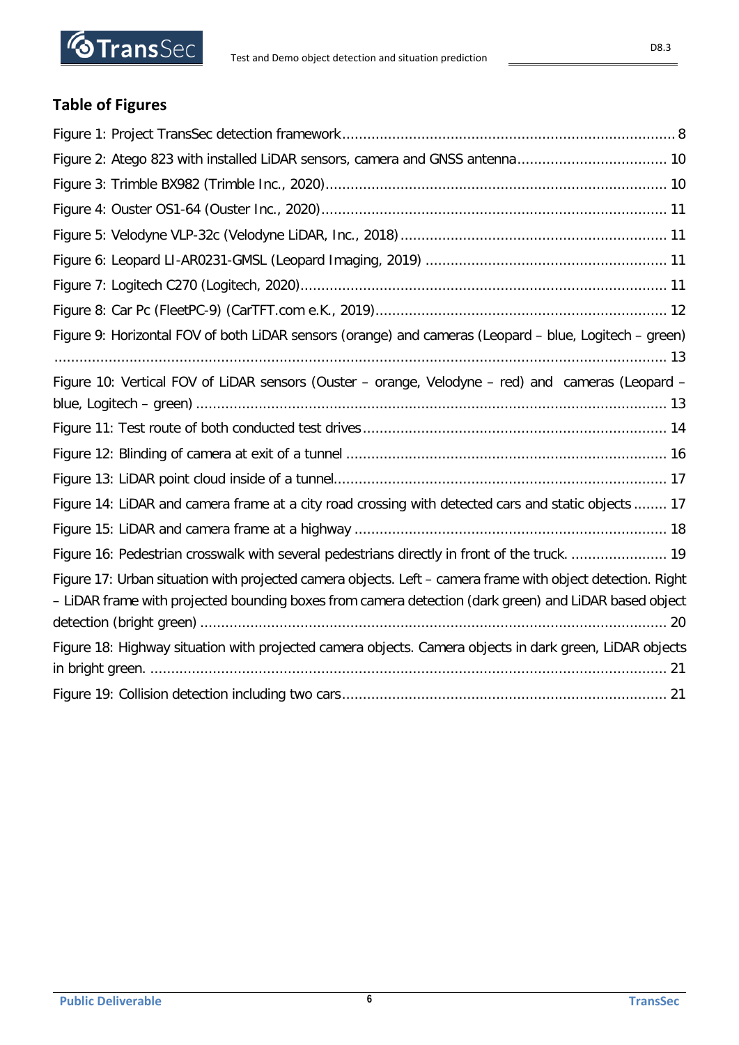## Table of Figures

Figure 1: Project TransSec detection framework ................................................................................ 8

Figure 2: Atego 823 with installed LiDAR sensors, camera and GNSS antenna .................................... 10

Figure 3: Trimble BX982 (Trimble Inc., 2020) ................................................................................. 10

Figure 4: Ouster OS1-64 (Ouster Inc., 2020) ................................................................................... 11

Figure 5: Velodyne VLP-32c (Velodyne LiDAR, Inc., 2018) ................................................................ 11

Figure 6: Leopard LI-AR0231-GMSL (Leopard Imaging, 2019) .......................................................... 11

Figure 7: Logitech C270 (Logitech, 2020) ........................................................................................ 11

Figure 8: Car Pc (FleetPC-9) (CarTFT.com e.K., 2019) ..................................................................... 12

Figure 9: Horizontal FOV of both LiDAR sensors (orange) and cameras (Leopard – blue, Logitech – green) .................................................................................................................................... 13

Figure 10: Vertical FOV of LiDAR sensors (Ouster – orange, Velodyne – red) and cameras (Leopard – blue, Logitech – green) ................................................................................................. 13

Figure 11: Test route of both conducted test drives ......................................................................... 14

Figure 12: Blinding of camera at exit of a tunnel ............................................................................. 16

Figure 13: LiDAR point cloud inside of a tunnel ............................................................................... 17

Figure 14: LiDAR and camera frame at a city road crossing with detected cars and static objects ........ 17

Figure 15: LiDAR and camera frame at a highway ........................................................................... 18

Figure 16: Pedestrian crosswalk with several pedestrians directly in front of the truck. ....................... 19

Figure 17: Urban situation with projected camera objects. Left – camera frame with object detection. Right – LiDAR frame with projected bounding boxes from camera detection (dark green) and LiDAR based object detection (bright green) ................................................................................................ 20

Figure 18: Highway situation with projected camera objects. Camera objects in dark green, LiDAR objects in bright green. ............................................................................................................ 21

Figure 19: Collision detection including two cars ............................................................................. 21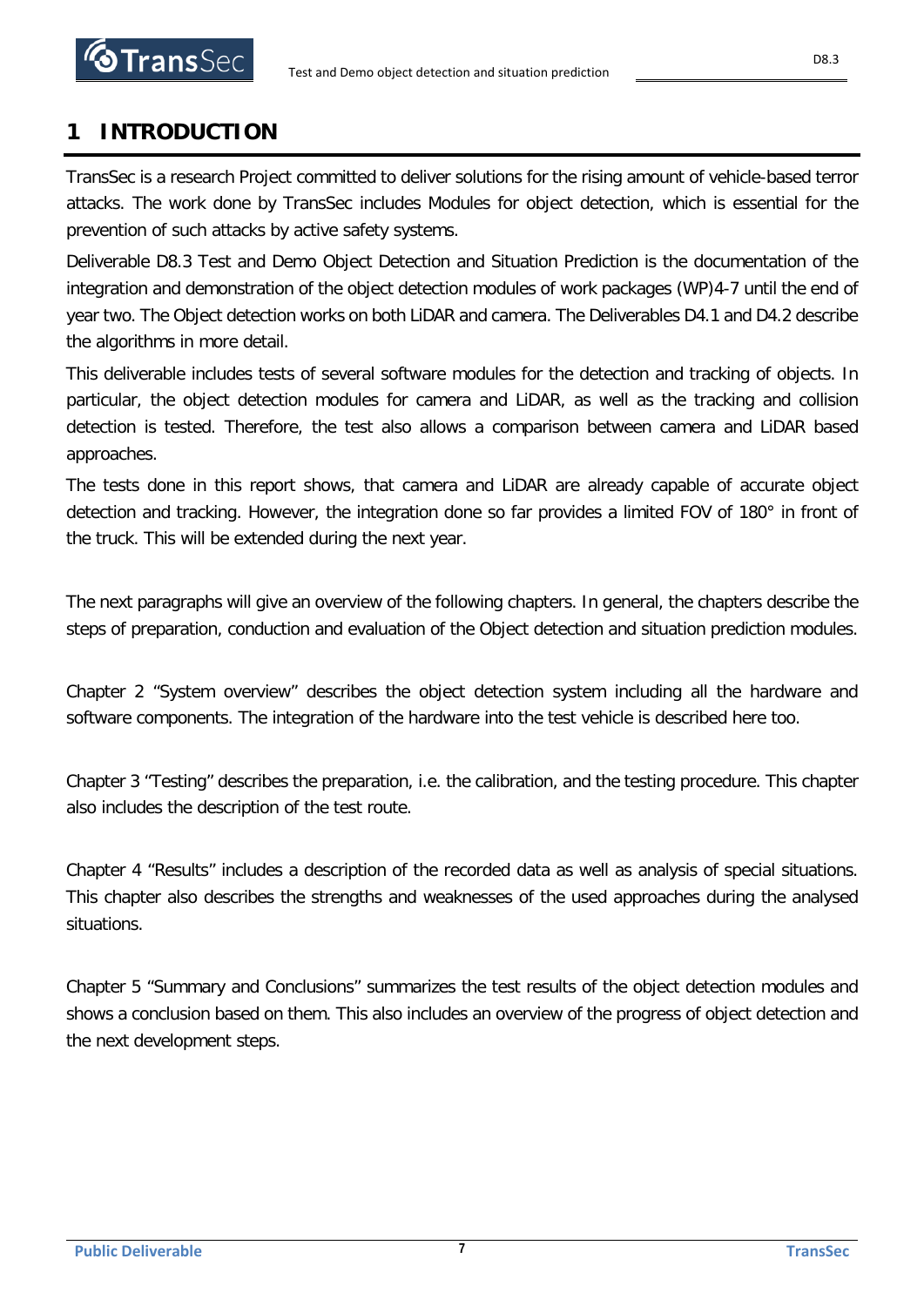# 1 INTRODUCTION

TransSec is a research Project committed to deliver solutions for the rising amount of vehicle-based terror attacks. The work done by TransSec includes Modules for object detection, which is essential for the prevention of such attacks by active safety systems.

Deliverable D8.3 Test and Demo Object Detection and Situation Prediction is the documentation of the integration and demonstration of the object detection modules of work packages (WP)4-7 until the end of year two. The Object detection works on both LiDAR and camera. The Deliverables D4.1 and D4.2 describe the algorithms in more detail.

This deliverable includes tests of several software modules for the detection and tracking of objects. In particular, the object detection modules for camera and LiDAR, as well as the tracking and collision detection is tested. Therefore, the test also allows a comparison between camera and LiDAR based approaches.

The tests done in this report shows, that camera and LiDAR are already capable of accurate object detection and tracking. However, the integration done so far provides a limited FOV of 180° in front of the truck. This will be extended during the next year.

The next paragraphs will give an overview of the following chapters. In general, the chapters describe the steps of preparation, conduction and evaluation of the Object detection and situation prediction modules.

Chapter 2 “System overview” describes the object detection system including all the hardware and software components. The integration of the hardware into the test vehicle is described here too.

Chapter 3 “Testing” describes the preparation, i.e. the calibration, and the testing procedure. This chapter also includes the description of the test route.

Chapter 4 “Results” includes a description of the recorded data as well as analysis of special situations. This chapter also describes the strengths and weaknesses of the used approaches during the analysed situations.

Chapter 5 “Summary and Conclusions” summarizes the test results of the object detection modules and shows a conclusion based on them. This also includes an overview of the progress of object detection and the next development steps.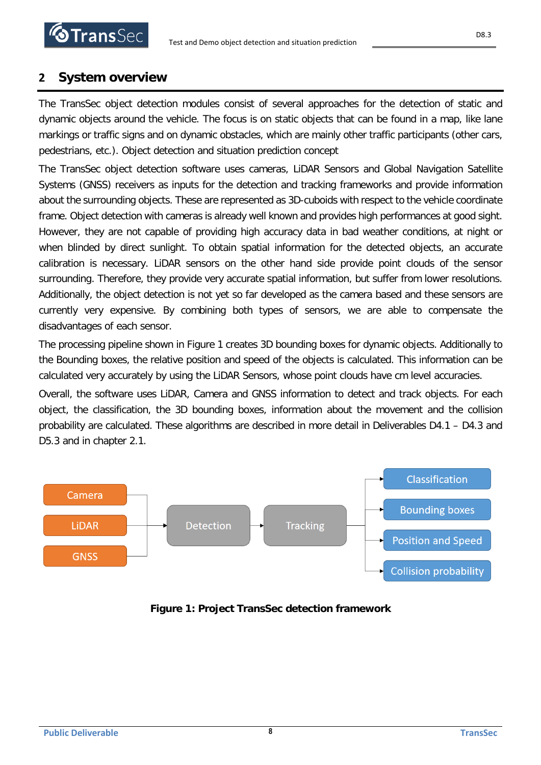## 2 System overview

The TransSec object detection modules consist of several approaches for the detection of static and dynamic objects around the vehicle. The focus is on static objects that can be found in a map, like lane markings or traffic signs and on dynamic obstacles, which are mainly other traffic participants (other cars, pedestrians, etc.). Object detection and situation prediction concept

The TransSec object detection software uses cameras, LiDAR Sensors and Global Navigation Satellite Systems (GNSS) receivers as inputs for the detection and tracking frameworks and provide information about the surrounding objects. These are represented as 3D-cuboids with respect to the vehicle coordinate frame. Object detection with cameras is already well known and provides high performances at good sight. However, they are not capable of providing high accuracy data in bad weather conditions, at night or when blinded by direct sunlight. To obtain spatial information for the detected objects, an accurate calibration is necessary. LiDAR sensors on the other hand side provide point clouds of the sensor surrounding. Therefore, they provide very accurate spatial information, but suffer from lower resolutions. Additionally, the object detection is not yet so far developed as the camera based and these sensors are currently very expensive. By combining both types of sensors, we are able to compensate the disadvantages of each sensor.

The processing pipeline shown in Figure 1 creates 3D bounding boxes for dynamic objects. Additionally to the Bounding boxes, the relative position and speed of the objects is calculated. This information can be calculated very accurately by using the LiDAR Sensors, whose point clouds have cm level accuracies.

Overall, the software uses LiDAR, Camera and GNSS information to detect and track objects. For each object, the classification, the 3D bounding boxes, information about the movement and the collision probability are calculated. These algorithms are described in more detail in Deliverables D4.1 – D4.3 and D5.3 and in chapter 2.1.

Camera
LiDAR
GNSS
Detection
Tracking
Classification
Bounding boxes
Position and Speed
Collision probability

**Figure 1: Project TransSec detection framework**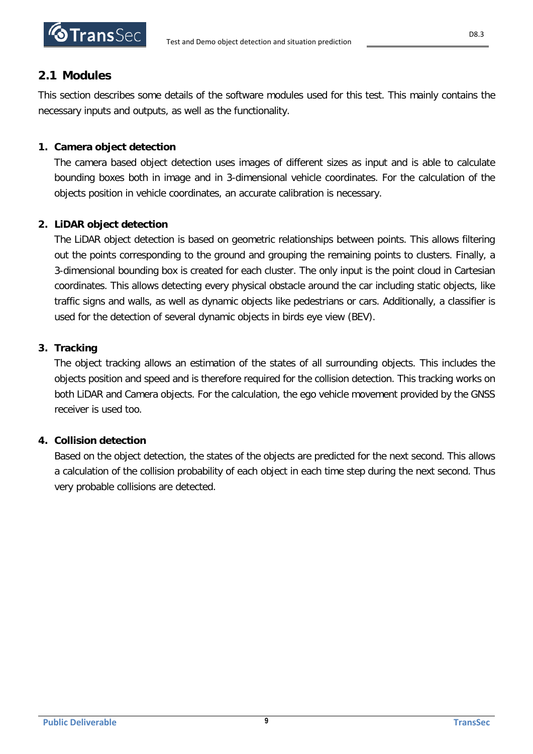## 2.1 Modules

This section describes some details of the software modules used for this test. This mainly contains the necessary inputs and outputs, as well as the functionality.

1. **Camera object detection**

   The camera based object detection uses images of different sizes as input and is able to calculate bounding boxes both in image and in 3-dimensional vehicle coordinates. For the calculation of the objects position in vehicle coordinates, an accurate calibration is necessary.

2. **LiDAR object detection**

   The LiDAR object detection is based on geometric relationships between points. This allows filtering out the points corresponding to the ground and grouping the remaining points to clusters. Finally, a 3-dimensional bounding box is created for each cluster. The only input is the point cloud in Cartesian coordinates. This allows detecting every physical obstacle around the car including static objects, like traffic signs and walls, as well as dynamic objects like pedestrians or cars. Additionally, a classifier is used for the detection of several dynamic objects in birds eye view (BEV).

3. **Tracking**

   The object tracking allows an estimation of the states of all surrounding objects. This includes the objects position and speed and is therefore required for the collision detection. This tracking works on both LiDAR and Camera objects. For the calculation, the ego vehicle movement provided by the GNSS receiver is used too.

4. **Collision detection**

   Based on the object detection, the states of the objects are predicted for the next second. This allows a calculation of the collision probability of each object in each time step during the next second. Thus very probable collisions are detected.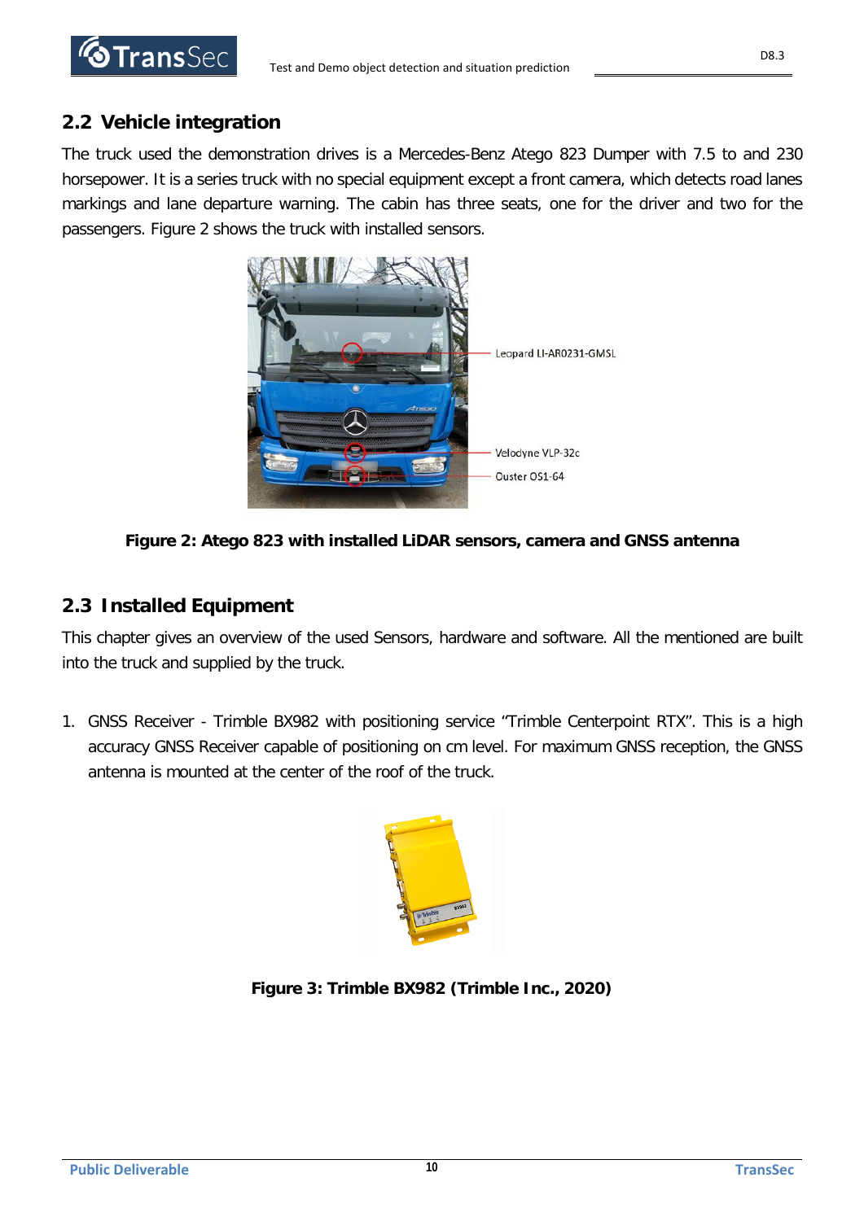## 2.2 Vehicle integration

The truck used the demonstration drives is a Mercedes-Benz Atego 823 Dumper with 7.5 to and 230 horsepower. It is a series truck with no special equipment except a front camera, which detects road lanes markings and lane departure warning. The cabin has three seats, one for the driver and two for the passengers. Figure 2 shows the truck with installed sensors.

**Figure 2: Atego 823 with installed LiDAR sensors, camera and GNSS antenna**

## 2.3 Installed Equipment

This chapter gives an overview of the used Sensors, hardware and software. All the mentioned are built into the truck and supplied by the truck.

1. GNSS Receiver - Trimble BX982 with positioning service “Trimble Centerpoint RTX”. This is a high accuracy GNSS Receiver capable of positioning on cm level. For maximum GNSS reception, the GNSS antenna is mounted at the center of the roof of the truck.

**Figure 3: Trimble BX982 (Trimble Inc., 2020)**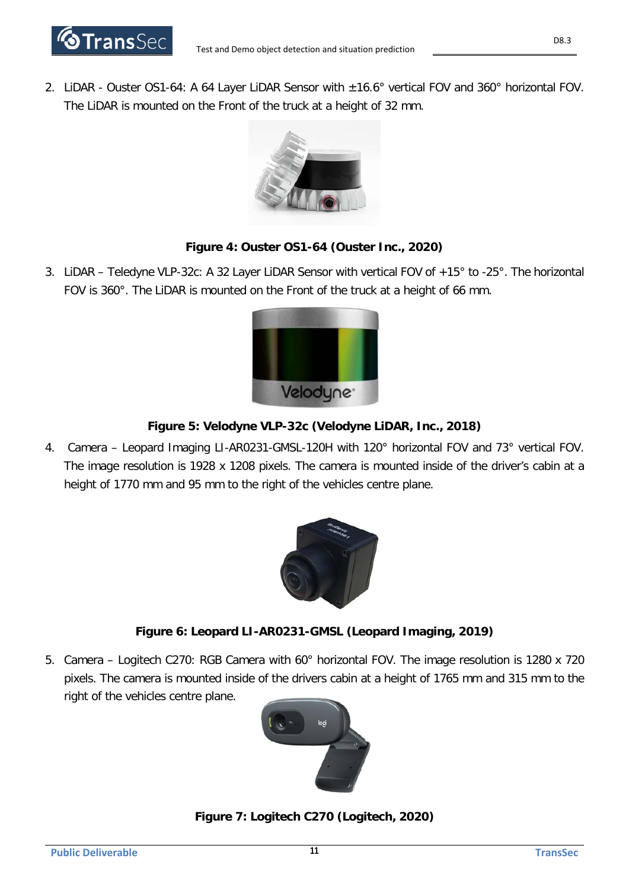2. LiDAR - Ouster OS1-64: A 64 Layer LiDAR Sensor with ±16.6° vertical FOV and 360° horizontal FOV. The LiDAR is mounted on the Front of the truck at a height of 32 mm.

**Figure 4: Ouster OS1-64 (Ouster Inc., 2020)**

3. LiDAR – Teledyne VLP-32c: A 32 Layer LiDAR Sensor with vertical FOV of +15° to -25°. The horizontal FOV is 360°. The LiDAR is mounted on the Front of the truck at a height of 66 mm.

**Figure 5: Velodyne VLP-32c (Velodyne LiDAR, Inc., 2018)**

4. Camera – Leopard Imaging LI-AR0231-GMSL-120H with 120° horizontal FOV and 73° vertical FOV. The image resolution is 1928 x 1208 pixels. The camera is mounted inside of the driver's cabin at a height of 1770 mm and 95 mm to the right of the vehicles centre plane.

**Figure 6: Leopard LI-AR0231-GMSL (Leopard Imaging, 2019)**

5. Camera – Logitech C270: RGB Camera with 60° horizontal FOV. The image resolution is 1280 x 720 pixels. The camera is mounted inside of the drivers cabin at a height of 1765 mm and 315 mm to the right of the vehicles centre plane.

**Figure 7: Logitech C270 (Logitech, 2020)**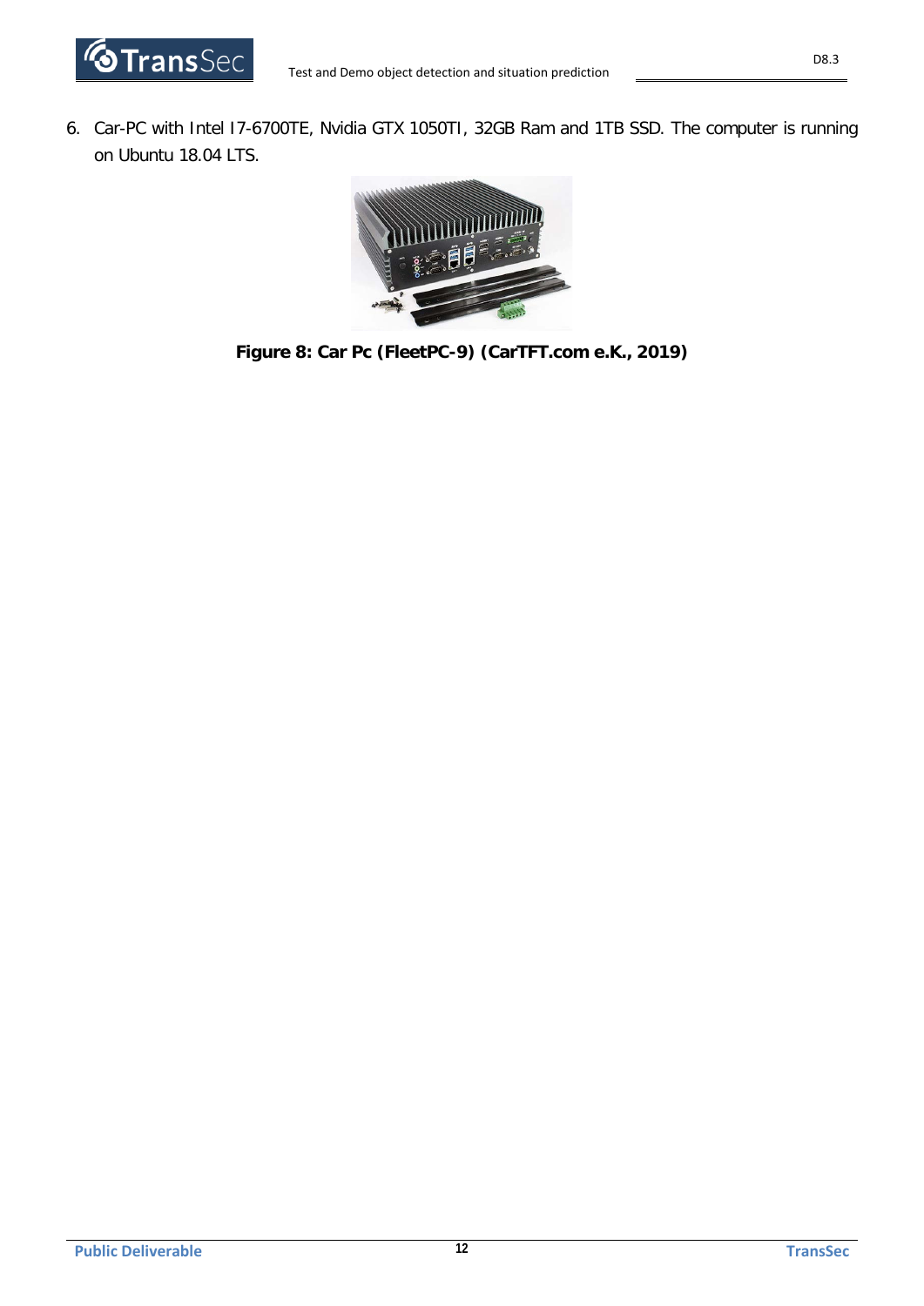6. Car-PC with Intel I7-6700TE, Nvidia GTX 1050TI, 32GB Ram and 1TB SSD. The computer is running on Ubuntu 18.04 LTS.

**Figure 8: Car Pc (FleetPC-9) (CarTFT.com e.K., 2019)**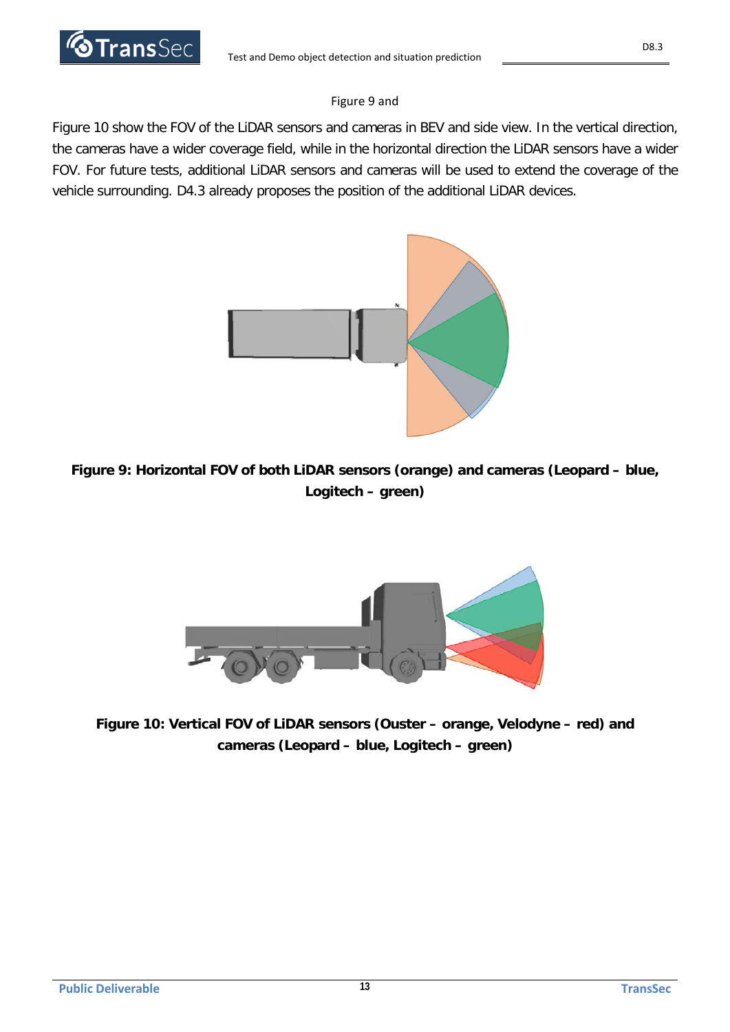Figure 9 and

Figure 10 show the FOV of the LiDAR sensors and cameras in BEV and side view. In the vertical direction, the cameras have a wider coverage field, while in the horizontal direction the LiDAR sensors have a wider FOV. For future tests, additional LiDAR sensors and cameras will be used to extend the coverage of the vehicle surrounding. D4.3 already proposes the position of the additional LiDAR devices.

**Figure 9: Horizontal FOV of both LiDAR sensors (orange) and cameras (Leopard – blue, Logitech – green)**

**Figure 10: Vertical FOV of LiDAR sensors (Ouster – orange, Velodyne – red) and cameras (Leopard – blue, Logitech – green)**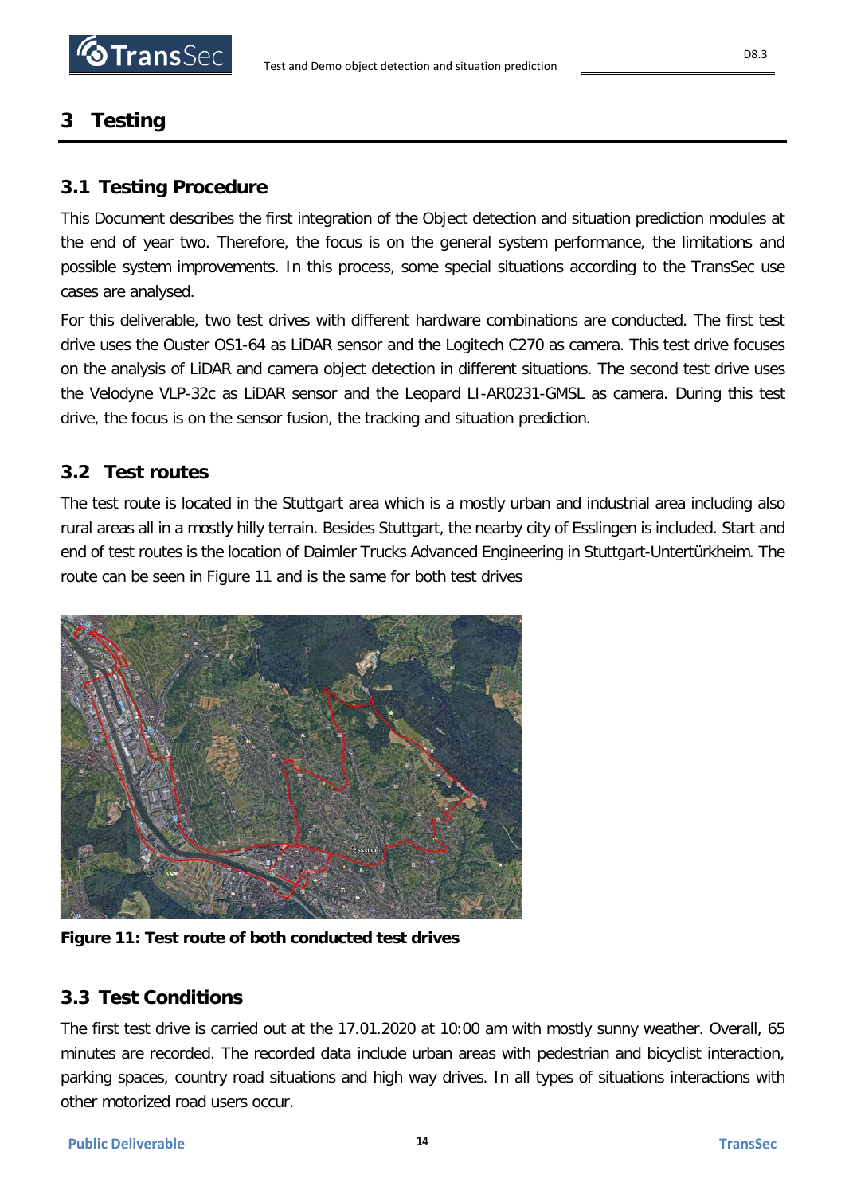# 3 Testing

## 3.1 Testing Procedure

This Document describes the first integration of the Object detection and situation prediction modules at the end of year two. Therefore, the focus is on the general system performance, the limitations and possible system improvements. In this process, some special situations according to the TransSec use cases are analysed.

For this deliverable, two test drives with different hardware combinations are conducted. The first test drive uses the Ouster OS1-64 as LiDAR sensor and the Logitech C270 as camera. This test drive focuses on the analysis of LiDAR and camera object detection in different situations. The second test drive uses the Velodyne VLP-32c as LiDAR sensor and the Leopard LI-AR0231-GMSL as camera. During this test drive, the focus is on the sensor fusion, the tracking and situation prediction.

## 3.2 Test routes

The test route is located in the Stuttgart area which is a mostly urban and industrial area including also rural areas all in a mostly hilly terrain. Besides Stuttgart, the nearby city of Esslingen is included. Start and end of test routes is the location of Daimler Trucks Advanced Engineering in Stuttgart-Untertürkheim. The route can be seen in Figure 11 and is the same for both test drives

**Figure 11: Test route of both conducted test drives**

## 3.3 Test Conditions

The first test drive is carried out at the 17.01.2020 at 10:00 am with mostly sunny weather. Overall, 65 minutes are recorded. The recorded data include urban areas with pedestrian and bicyclist interaction, parking spaces, country road situations and high way drives. In all types of situations interactions with other motorized road users occur.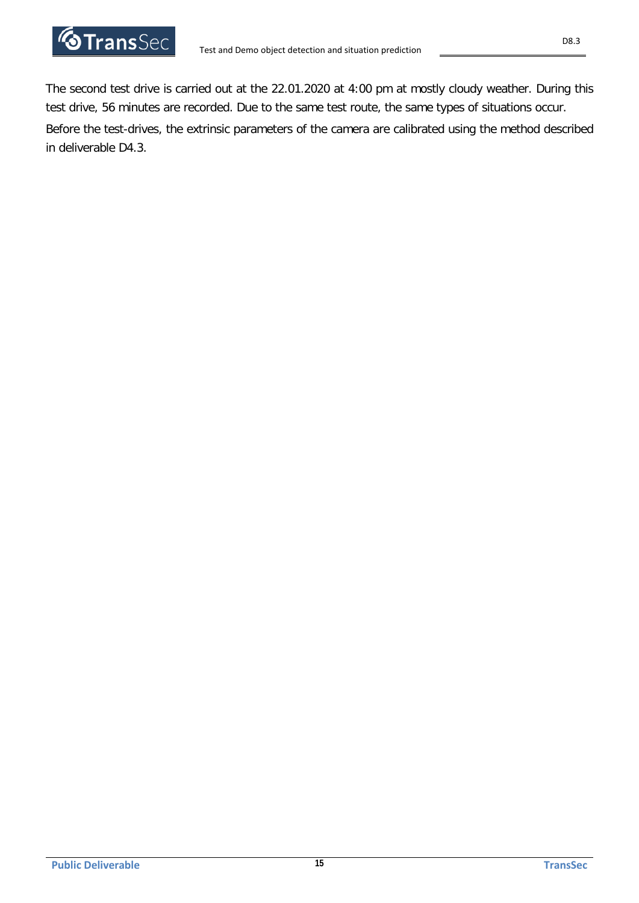The second test drive is carried out at the 22.01.2020 at 4:00 pm at mostly cloudy weather. During this test drive, 56 minutes are recorded. Due to the same test route, the same types of situations occur.

Before the test-drives, the extrinsic parameters of the camera are calibrated using the method described in deliverable D4.3.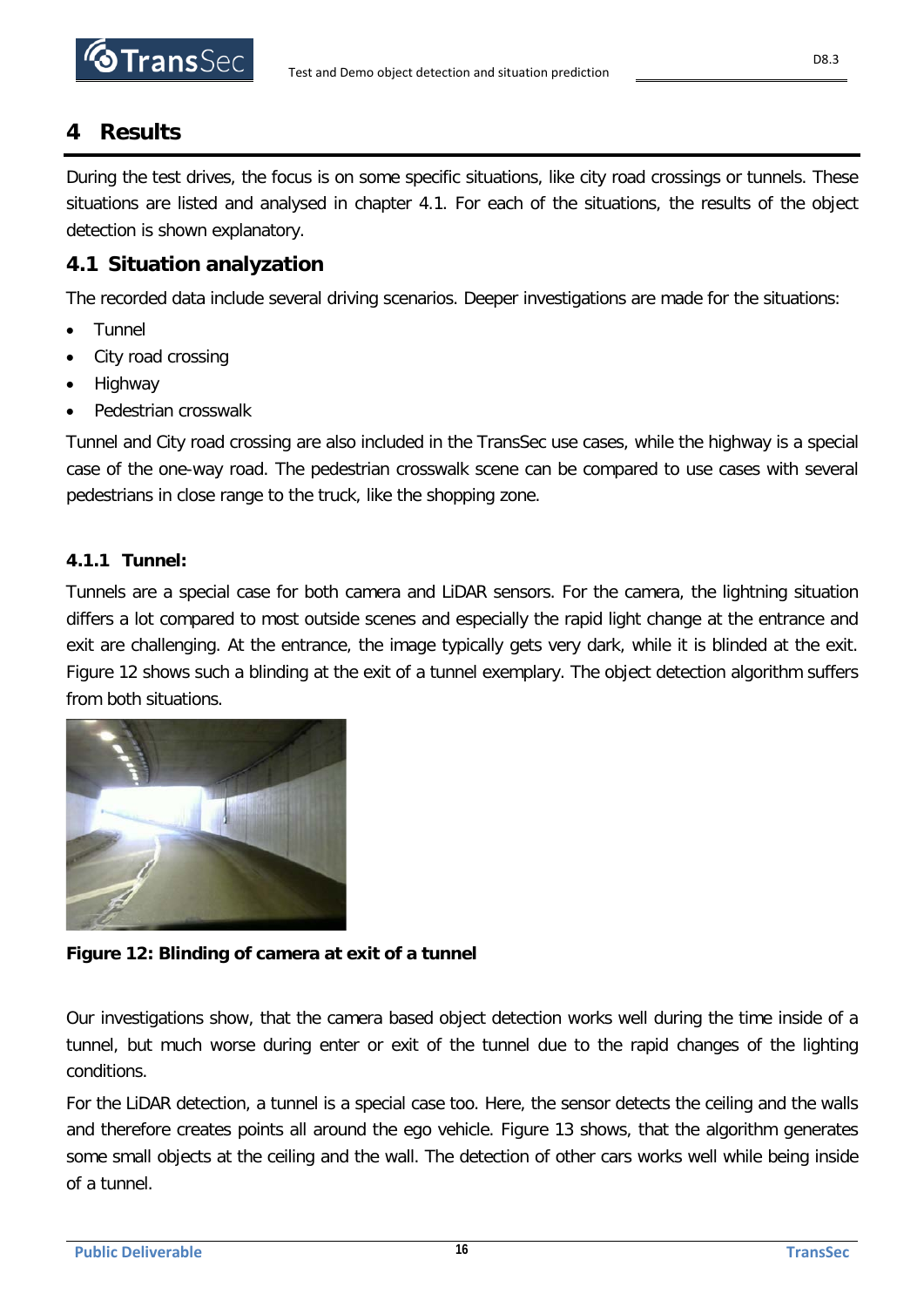# 4 Results

During the test drives, the focus is on some specific situations, like city road crossings or tunnels. These situations are listed and analysed in chapter 4.1. For each of the situations, the results of the object detection is shown explanatory.

## 4.1 Situation analyzation

The recorded data include several driving scenarios. Deeper investigations are made for the situations:

- Tunnel
- City road crossing
- Highway
- Pedestrian crosswalk

Tunnel and City road crossing are also included in the TransSec use cases, while the highway is a special case of the one-way road. The pedestrian crosswalk scene can be compared to use cases with several pedestrians in close range to the truck, like the shopping zone.

### 4.1.1 Tunnel:

Tunnels are a special case for both camera and LiDAR sensors. For the camera, the lightning situation differs a lot compared to most outside scenes and especially the rapid light change at the entrance and exit are challenging. At the entrance, the image typically gets very dark, while it is blinded at the exit. Figure 12 shows such a blinding at the exit of a tunnel exemplary. The object detection algorithm suffers from both situations.

**Figure 12: Blinding of camera at exit of a tunnel**

Our investigations show, that the camera based object detection works well during the time inside of a tunnel, but much worse during enter or exit of the tunnel due to the rapid changes of the lighting conditions.

For the LiDAR detection, a tunnel is a special case too. Here, the sensor detects the ceiling and the walls and therefore creates points all around the ego vehicle. Figure 13 shows, that the algorithm generates some small objects at the ceiling and the wall. The detection of other cars works well while being inside of a tunnel.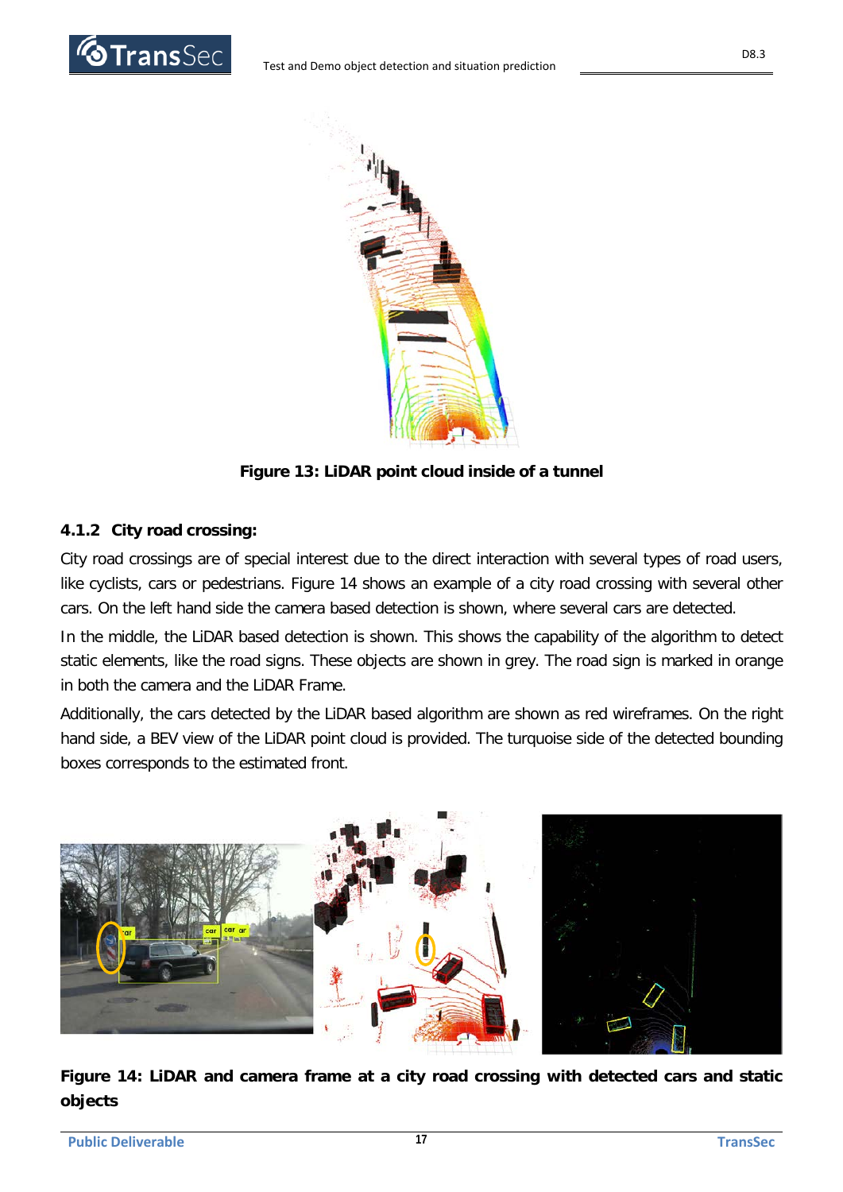**Figure 13: LiDAR point cloud inside of a tunnel**

### 4.1.2 City road crossing:

City road crossings are of special interest due to the direct interaction with several types of road users, like cyclists, cars or pedestrians. Figure 14 shows an example of a city road crossing with several other cars. On the left hand side the camera based detection is shown, where several cars are detected.

In the middle, the LiDAR based detection is shown. This shows the capability of the algorithm to detect static elements, like the road signs. These objects are shown in grey. The road sign is marked in orange in both the camera and the LiDAR Frame.

Additionally, the cars detected by the LiDAR based algorithm are shown as red wireframes. On the right hand side, a BEV view of the LiDAR point cloud is provided. The turquoise side of the detected bounding boxes corresponds to the estimated front.

**Figure 14: LiDAR and camera frame at a city road crossing with detected cars and static objects**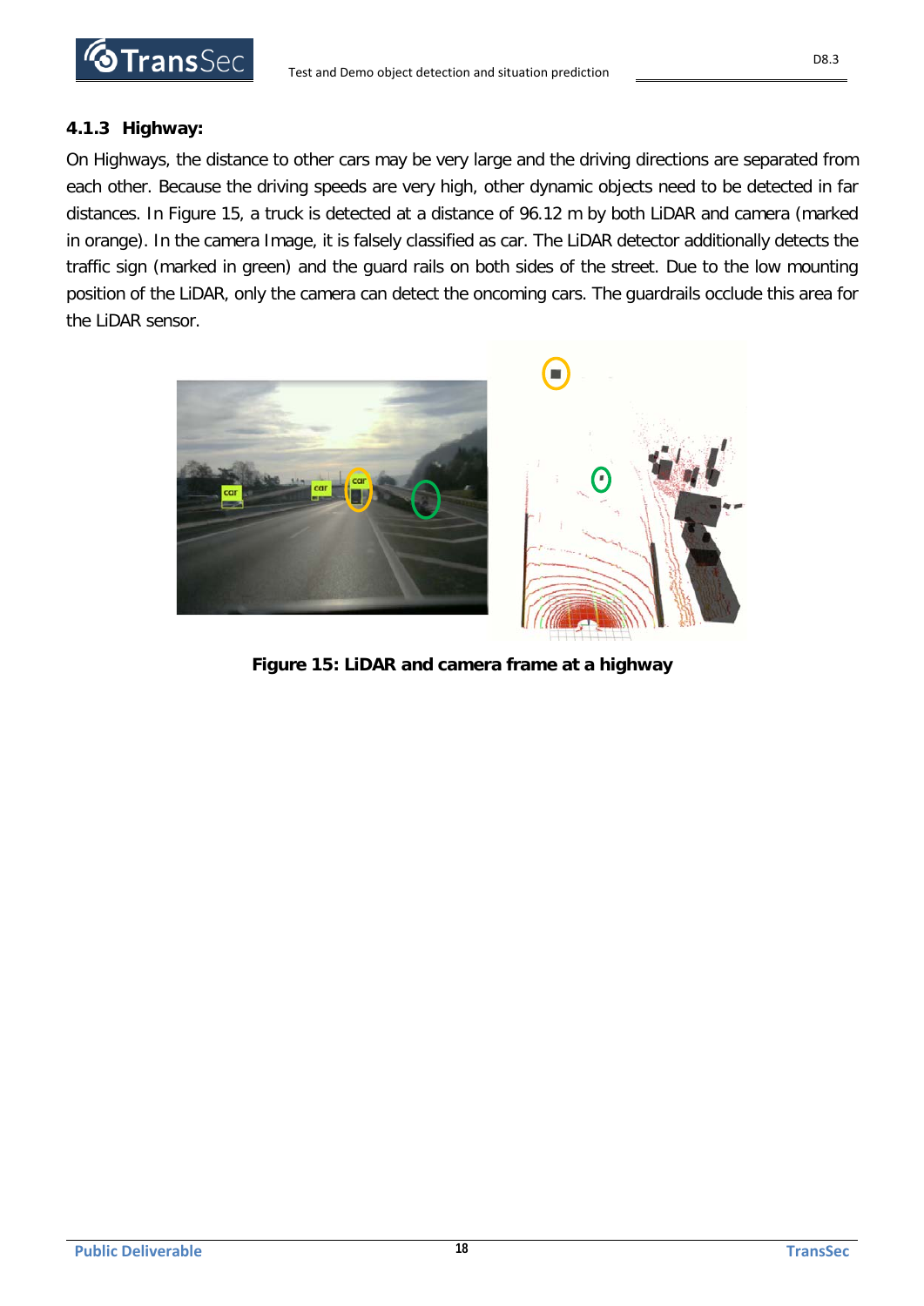### 4.1.3 Highway:

On Highways, the distance to other cars may be very large and the driving directions are separated from each other. Because the driving speeds are very high, other dynamic objects need to be detected in far distances. In Figure 15, a truck is detected at a distance of 96.12 m by both LiDAR and camera (marked in orange). In the camera Image, it is falsely classified as car. The LiDAR detector additionally detects the traffic sign (marked in green) and the guard rails on both sides of the street. Due to the low mounting position of the LiDAR, only the camera can detect the oncoming cars. The guardrails occlude this area for the LiDAR sensor.

**Figure 15: LiDAR and camera frame at a highway**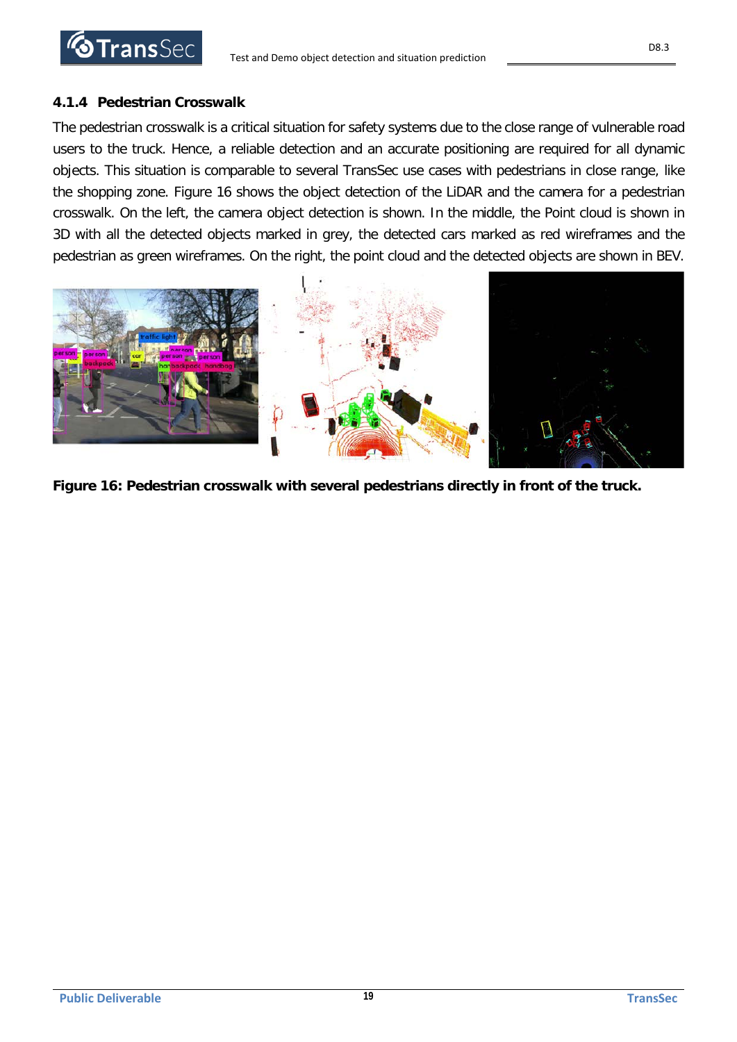### 4.1.4 Pedestrian Crosswalk

The pedestrian crosswalk is a critical situation for safety systems due to the close range of vulnerable road users to the truck. Hence, a reliable detection and an accurate positioning are required for all dynamic objects. This situation is comparable to several TransSec use cases with pedestrians in close range, like the shopping zone. Figure 16 shows the object detection of the LiDAR and the camera for a pedestrian crosswalk. On the left, the camera object detection is shown. In the middle, the Point cloud is shown in 3D with all the detected objects marked in grey, the detected cars marked as red wireframes and the pedestrian as green wireframes. On the right, the point cloud and the detected objects are shown in BEV.

**Figure 16: Pedestrian crosswalk with several pedestrians directly in front of the truck.**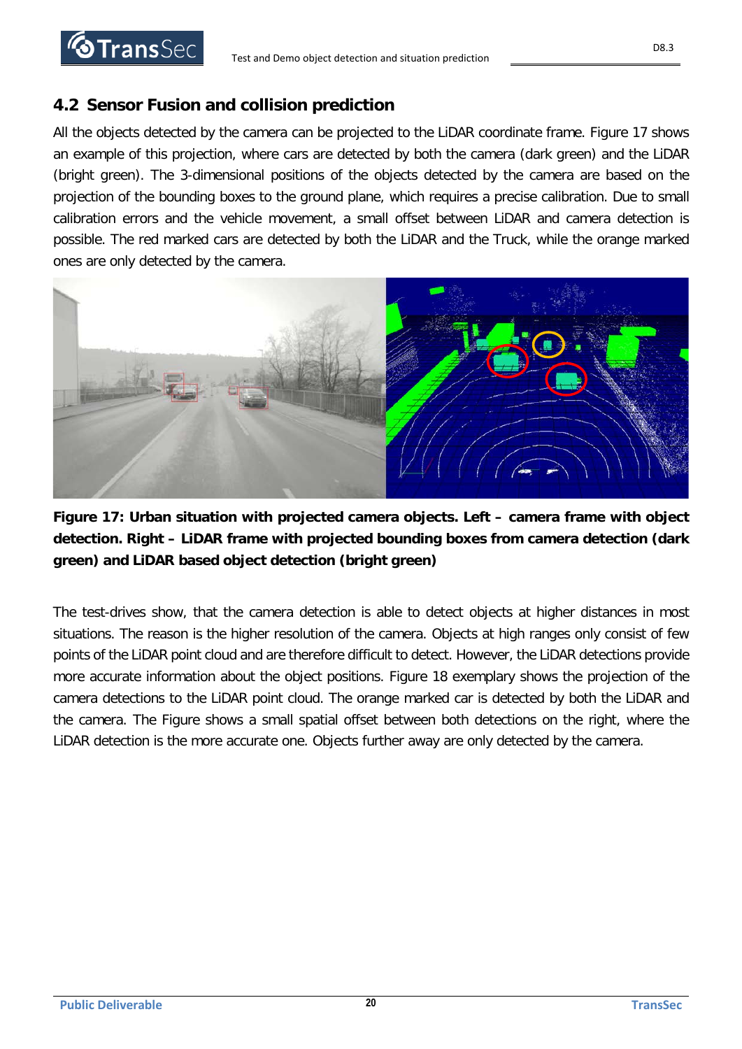## 4.2 Sensor Fusion and collision prediction

All the objects detected by the camera can be projected to the LiDAR coordinate frame. Figure 17 shows an example of this projection, where cars are detected by both the camera (dark green) and the LiDAR (bright green). The 3-dimensional positions of the objects detected by the camera are based on the projection of the bounding boxes to the ground plane, which requires a precise calibration. Due to small calibration errors and the vehicle movement, a small offset between LiDAR and camera detection is possible. The red marked cars are detected by both the LiDAR and the Truck, while the orange marked ones are only detected by the camera.

**Figure 17: Urban situation with projected camera objects. Left – camera frame with object detection. Right – LiDAR frame with projected bounding boxes from camera detection (dark green) and LiDAR based object detection (bright green)**

The test-drives show, that the camera detection is able to detect objects at higher distances in most situations. The reason is the higher resolution of the camera. Objects at high ranges only consist of few points of the LiDAR point cloud and are therefore difficult to detect. However, the LiDAR detections provide more accurate information about the object positions. Figure 18 exemplary shows the projection of the camera detections to the LiDAR point cloud. The orange marked car is detected by both the LiDAR and the camera. The Figure shows a small spatial offset between both detections on the right, where the LiDAR detection is the more accurate one. Objects further away are only detected by the camera.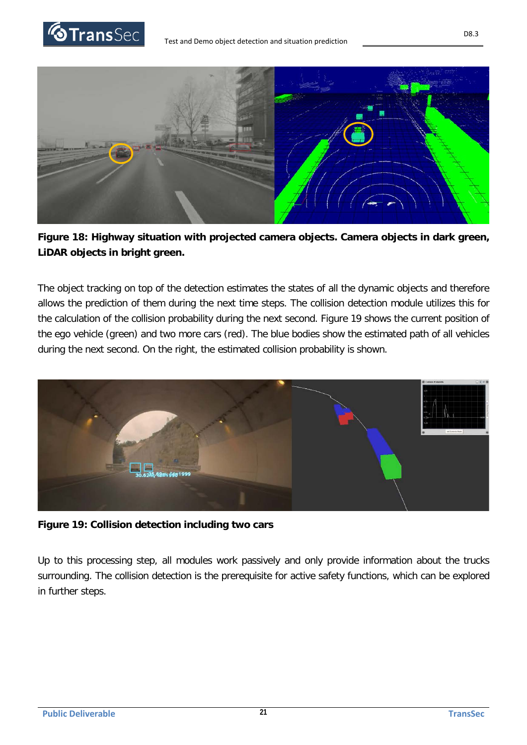**Figure 18: Highway situation with projected camera objects. Camera objects in dark green, LiDAR objects in bright green.**

The object tracking on top of the detection estimates the states of all the dynamic objects and therefore allows the prediction of them during the next time steps. The collision detection module utilizes this for the calculation of the collision probability during the next second. Figure 19 shows the current position of the ego vehicle (green) and two more cars (red). The blue bodies show the estimated path of all vehicles during the next second. On the right, the estimated collision probability is shown.

**Figure 19: Collision detection including two cars**

Up to this processing step, all modules work passively and only provide information about the trucks surrounding. The collision detection is the prerequisite for active safety functions, which can be explored in further steps.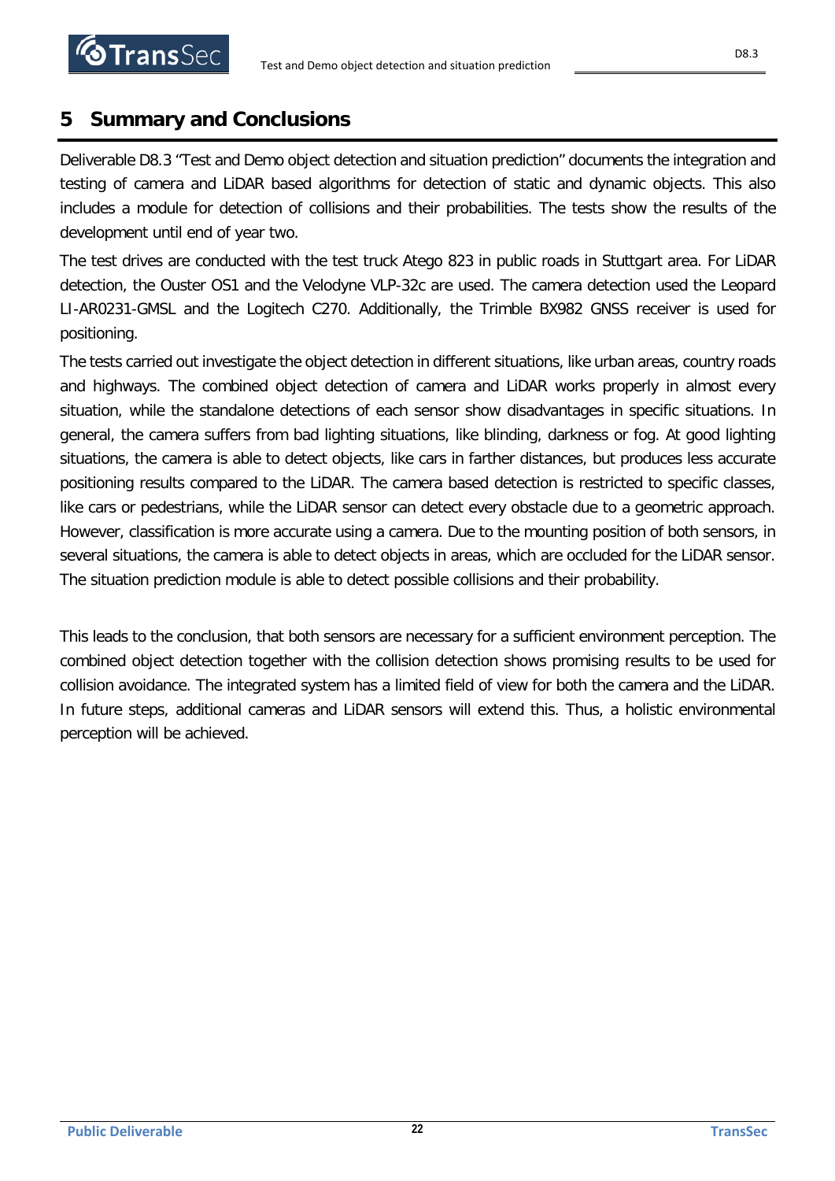# 5 Summary and Conclusions

Deliverable D8.3 "Test and Demo object detection and situation prediction" documents the integration and testing of camera and LiDAR based algorithms for detection of static and dynamic objects. This also includes a module for detection of collisions and their probabilities. The tests show the results of the development until end of year two.

The test drives are conducted with the test truck Atego 823 in public roads in Stuttgart area. For LiDAR detection, the Ouster OS1 and the Velodyne VLP-32c are used. The camera detection used the Leopard LI-AR0231-GMSL and the Logitech C270. Additionally, the Trimble BX982 GNSS receiver is used for positioning.

The tests carried out investigate the object detection in different situations, like urban areas, country roads and highways. The combined object detection of camera and LiDAR works properly in almost every situation, while the standalone detections of each sensor show disadvantages in specific situations. In general, the camera suffers from bad lighting situations, like blinding, darkness or fog. At good lighting situations, the camera is able to detect objects, like cars in farther distances, but produces less accurate positioning results compared to the LiDAR. The camera based detection is restricted to specific classes, like cars or pedestrians, while the LiDAR sensor can detect every obstacle due to a geometric approach. However, classification is more accurate using a camera. Due to the mounting position of both sensors, in several situations, the camera is able to detect objects in areas, which are occluded for the LiDAR sensor. The situation prediction module is able to detect possible collisions and their probability.

This leads to the conclusion, that both sensors are necessary for a sufficient environment perception. The combined object detection together with the collision detection shows promising results to be used for collision avoidance. The integrated system has a limited field of view for both the camera and the LiDAR. In future steps, additional cameras and LiDAR sensors will extend this. Thus, a holistic environmental perception will be achieved.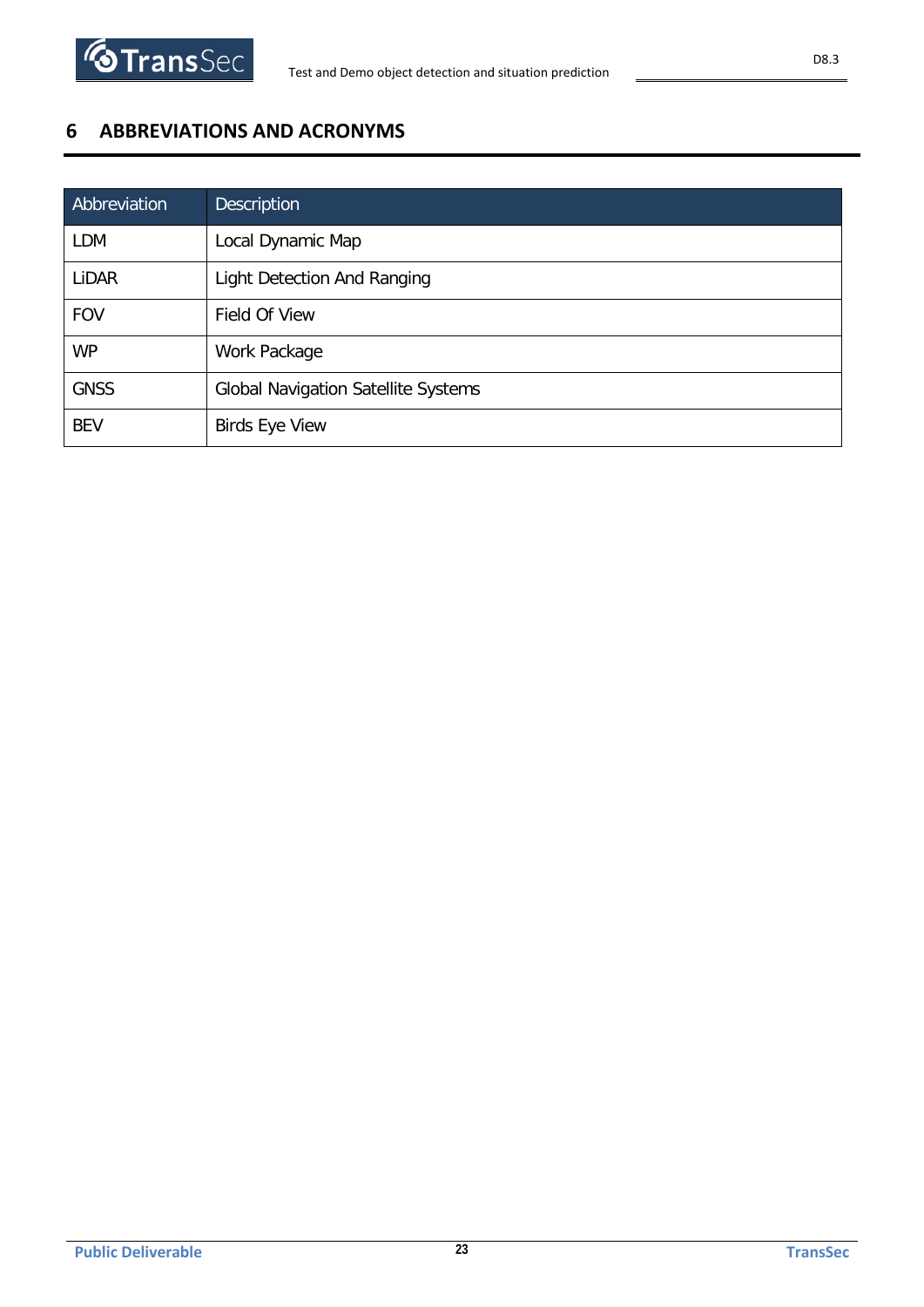# 6 ABBREVIATIONS AND ACRONYMS

| Abbreviation | Description |
|---|---|
| LDM | Local Dynamic Map |
| LiDAR | Light Detection And Ranging |
| FOV | Field Of View |
| WP | Work Package |
| GNSS | Global Navigation Satellite Systems |
| BEV | Birds Eye View |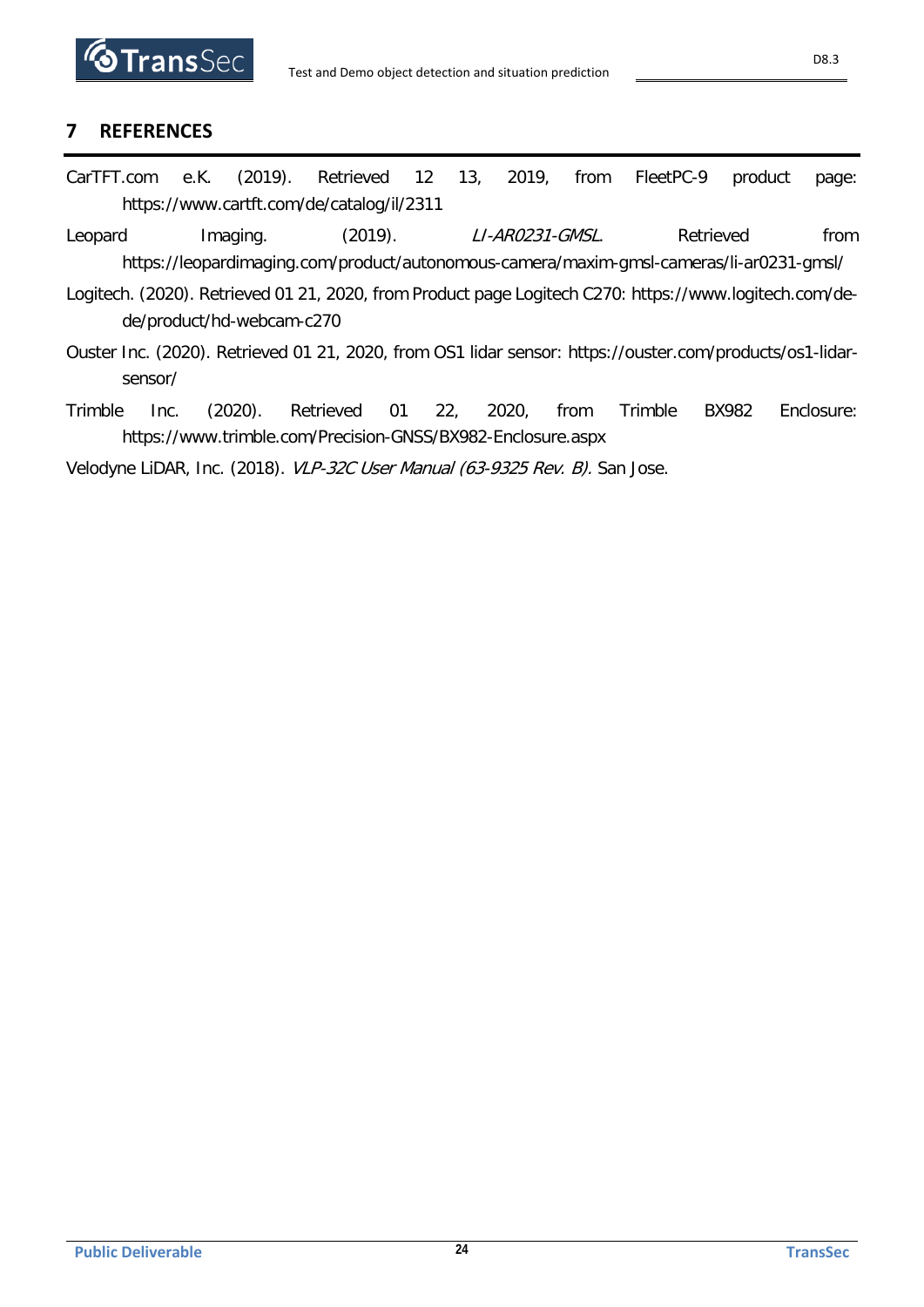# 7 REFERENCES

CarTFT.com e.K. (2019). Retrieved 12 13, 2019, from FleetPC-9 product page: https://www.cartft.com/de/catalog/il/2311

Leopard Imaging. (2019). *LI-AR0231-GMSL*. Retrieved from https://leopardimaging.com/product/autonomous-camera/maxim-gmsl-cameras/li-ar0231-gmsl/

Logitech. (2020). Retrieved 01 21, 2020, from Product page Logitech C270: https://www.logitech.com/de-de/product/hd-webcam-c270

Ouster Inc. (2020). Retrieved 01 21, 2020, from OS1 lidar sensor: https://ouster.com/products/os1-lidar-sensor/

Trimble Inc. (2020). Retrieved 01 22, 2020, from Trimble BX982 Enclosure: https://www.trimble.com/Precision-GNSS/BX982-Enclosure.aspx

Velodyne LiDAR, Inc. (2018). *VLP-32C User Manual (63-9325 Rev. B).* San Jose.